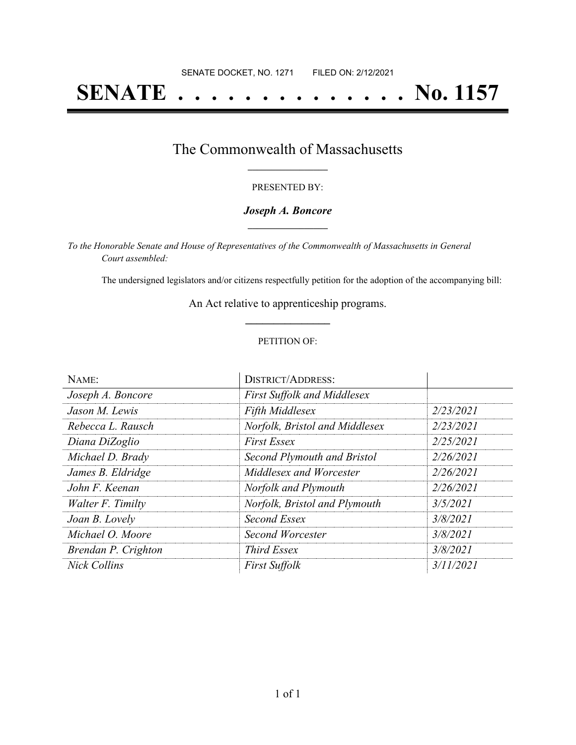SENATE DOCKET, NO. 1271 FILED ON: 2/12/2021

# SENATE . . . . . . . . . . . . . . No. 1157

## The Commonwealth of Massachusetts

PRESENTED BY:

***Joseph A. Boncore***

*To the Honorable Senate and House of Representatives of the Commonwealth of Massachusetts in General Court assembled:*

The undersigned legislators and/or citizens respectfully petition for the adoption of the accompanying bill:

An Act relative to apprenticeship programs.

PETITION OF:

| NAME: | DISTRICT/ADDRESS: | |
|---|---|---|
| *Joseph A. Boncore* | *First Suffolk and Middlesex* | |
| *Jason M. Lewis* | *Fifth Middlesex* | *2/23/2021* |
| *Rebecca L. Rausch* | *Norfolk, Bristol and Middlesex* | *2/23/2021* |
| *Diana DiZoglio* | *First Essex* | *2/25/2021* |
| *Michael D. Brady* | *Second Plymouth and Bristol* | *2/26/2021* |
| *James B. Eldridge* | *Middlesex and Worcester* | *2/26/2021* |
| *John F. Keenan* | *Norfolk and Plymouth* | *2/26/2021* |
| *Walter F. Timilty* | *Norfolk, Bristol and Plymouth* | *3/5/2021* |
| *Joan B. Lovely* | *Second Essex* | *3/8/2021* |
| *Michael O. Moore* | *Second Worcester* | *3/8/2021* |
| *Brendan P. Crighton* | *Third Essex* | *3/8/2021* |
| *Nick Collins* | *First Suffolk* | *3/11/2021* |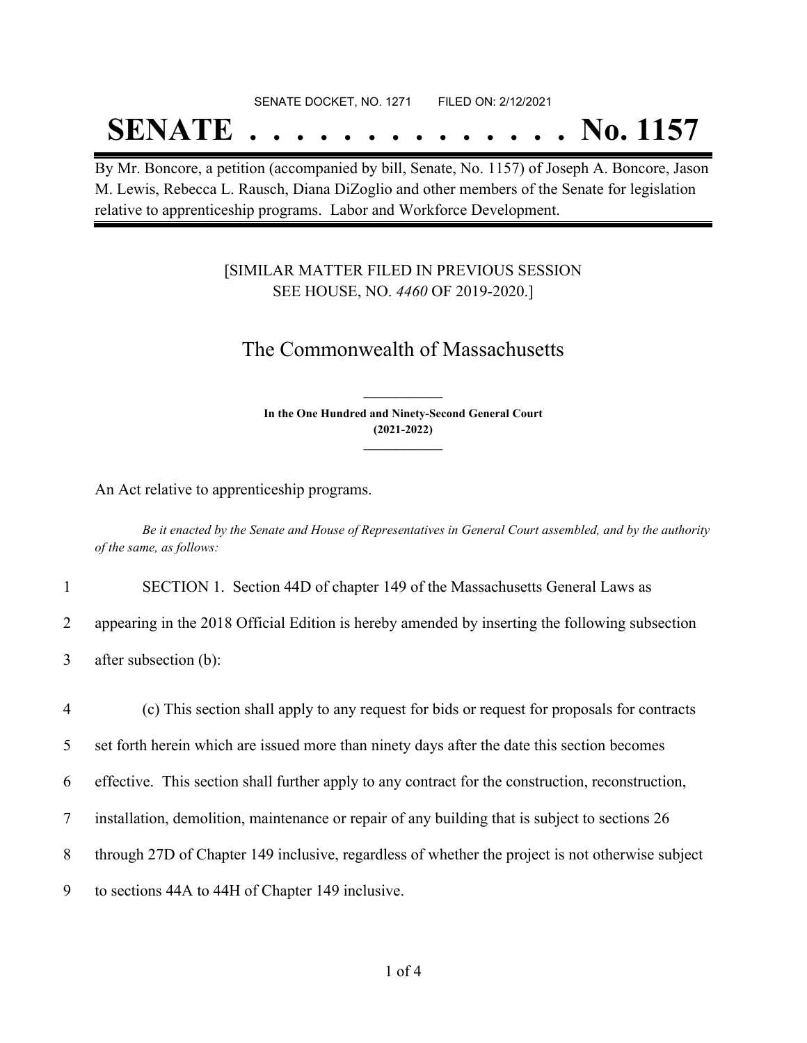SENATE DOCKET, NO. 1271 FILED ON: 2/12/2021

# SENATE . . . . . . . . . . . . . . No. 1157

By Mr. Boncore, a petition (accompanied by bill, Senate, No. 1157) of Joseph A. Boncore, Jason M. Lewis, Rebecca L. Rausch, Diana DiZoglio and other members of the Senate for legislation relative to apprenticeship programs. Labor and Workforce Development.

[SIMILAR MATTER FILED IN PREVIOUS SESSION SEE HOUSE, NO. *4460* OF 2019-2020.]

## The Commonwealth of Massachusetts

**In the One Hundred and Ninety-Second General Court (2021-2022)**

An Act relative to apprenticeship programs.

*Be it enacted by the Senate and House of Representatives in General Court assembled, and by the authority of the same, as follows:*

1 SECTION 1. Section 44D of chapter 149 of the Massachusetts General Laws as
2 appearing in the 2018 Official Edition is hereby amended by inserting the following subsection
3 after subsection (b):

4 (c) This section shall apply to any request for bids or request for proposals for contracts
5 set forth herein which are issued more than ninety days after the date this section becomes
6 effective. This section shall further apply to any contract for the construction, reconstruction,
7 installation, demolition, maintenance or repair of any building that is subject to sections 26
8 through 27D of Chapter 149 inclusive, regardless of whether the project is not otherwise subject
9 to sections 44A to 44H of Chapter 149 inclusive.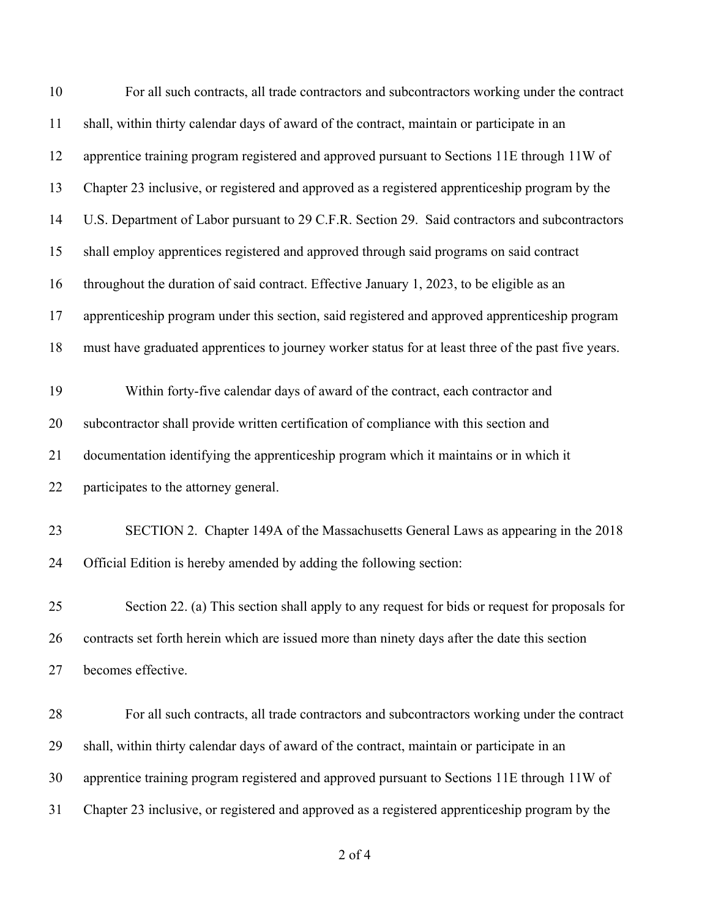For all such contracts, all trade contractors and subcontractors working under the contract shall, within thirty calendar days of award of the contract, maintain or participate in an apprentice training program registered and approved pursuant to Sections 11E through 11W of Chapter 23 inclusive, or registered and approved as a registered apprenticeship program by the U.S. Department of Labor pursuant to 29 C.F.R. Section 29. Said contractors and subcontractors shall employ apprentices registered and approved through said programs on said contract throughout the duration of said contract. Effective January 1, 2023, to be eligible as an apprenticeship program under this section, said registered and approved apprenticeship program must have graduated apprentices to journey worker status for at least three of the past five years.

Within forty-five calendar days of award of the contract, each contractor and subcontractor shall provide written certification of compliance with this section and documentation identifying the apprenticeship program which it maintains or in which it participates to the attorney general.

SECTION 2. Chapter 149A of the Massachusetts General Laws as appearing in the 2018 Official Edition is hereby amended by adding the following section:

Section 22. (a) This section shall apply to any request for bids or request for proposals for contracts set forth herein which are issued more than ninety days after the date this section becomes effective.

For all such contracts, all trade contractors and subcontractors working under the contract shall, within thirty calendar days of award of the contract, maintain or participate in an apprentice training program registered and approved pursuant to Sections 11E through 11W of Chapter 23 inclusive, or registered and approved as a registered apprenticeship program by the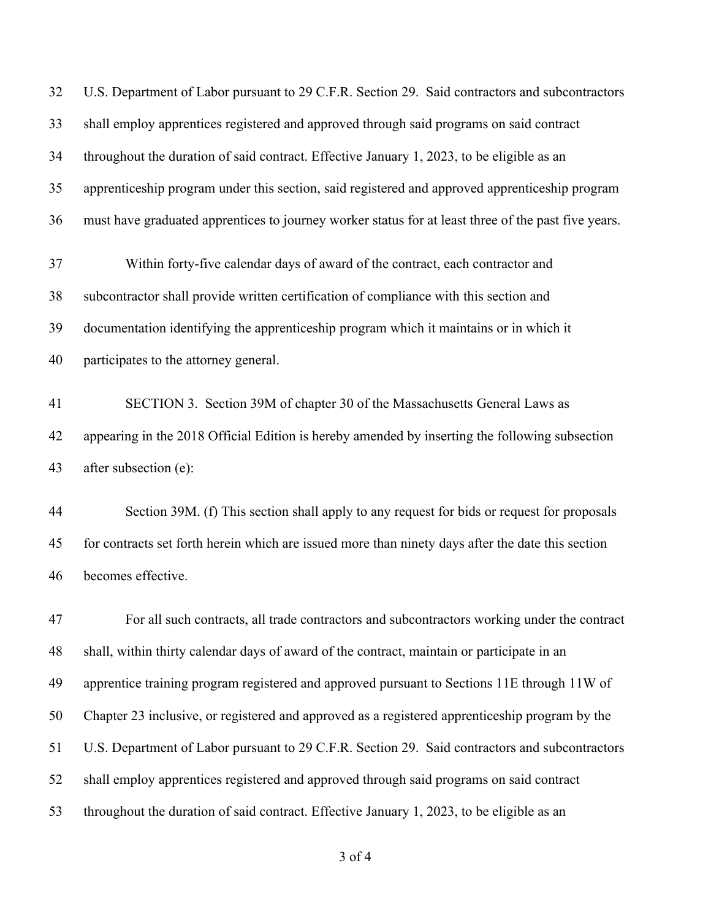U.S. Department of Labor pursuant to 29 C.F.R. Section 29. Said contractors and subcontractors shall employ apprentices registered and approved through said programs on said contract throughout the duration of said contract. Effective January 1, 2023, to be eligible as an apprenticeship program under this section, said registered and approved apprenticeship program must have graduated apprentices to journey worker status for at least three of the past five years.

Within forty-five calendar days of award of the contract, each contractor and subcontractor shall provide written certification of compliance with this section and documentation identifying the apprenticeship program which it maintains or in which it participates to the attorney general.

SECTION 3. Section 39M of chapter 30 of the Massachusetts General Laws as appearing in the 2018 Official Edition is hereby amended by inserting the following subsection after subsection (e):

Section 39M. (f) This section shall apply to any request for bids or request for proposals for contracts set forth herein which are issued more than ninety days after the date this section becomes effective.

For all such contracts, all trade contractors and subcontractors working under the contract shall, within thirty calendar days of award of the contract, maintain or participate in an apprentice training program registered and approved pursuant to Sections 11E through 11W of Chapter 23 inclusive, or registered and approved as a registered apprenticeship program by the U.S. Department of Labor pursuant to 29 C.F.R. Section 29. Said contractors and subcontractors shall employ apprentices registered and approved through said programs on said contract throughout the duration of said contract. Effective January 1, 2023, to be eligible as an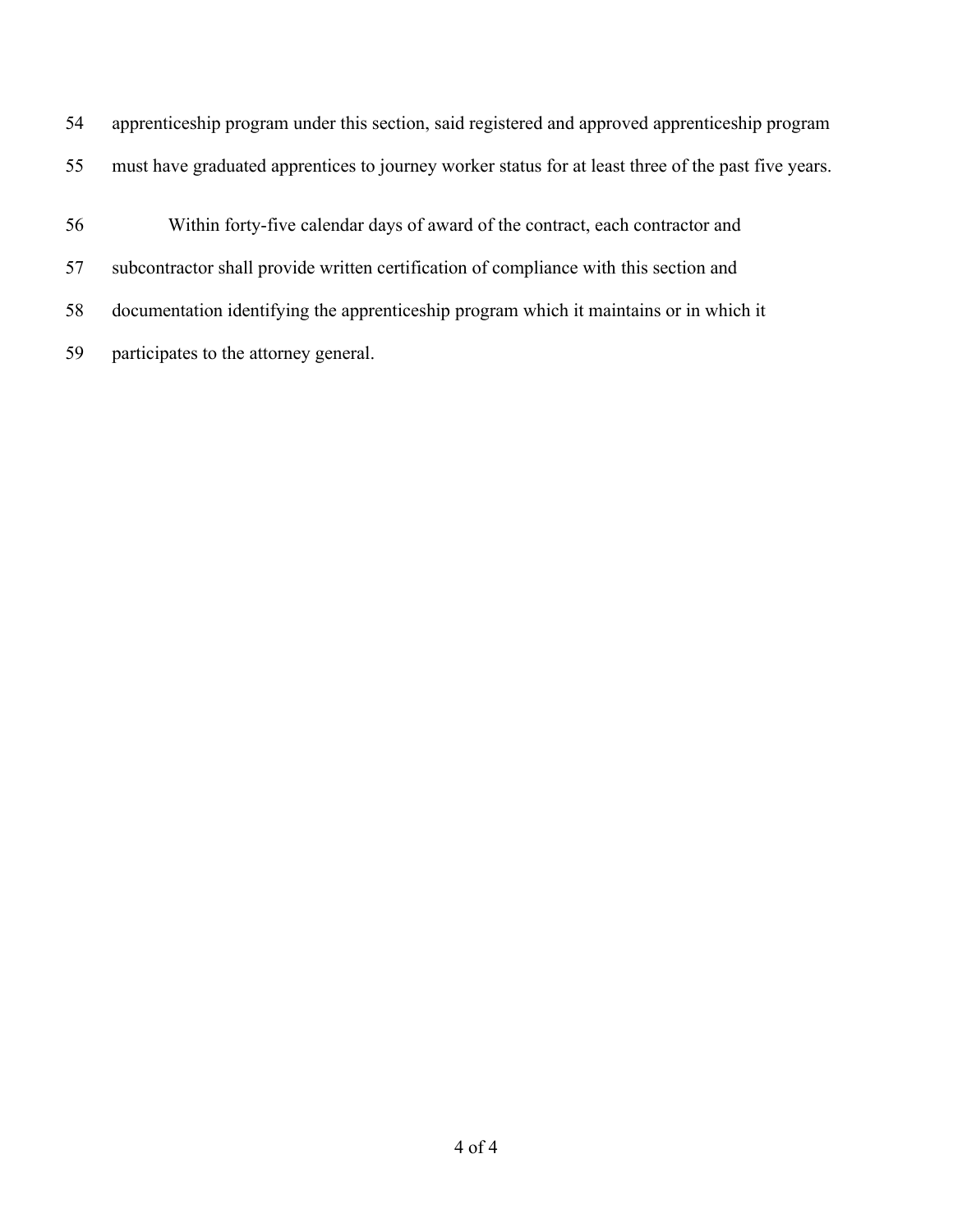apprenticeship program under this section, said registered and approved apprenticeship program must have graduated apprentices to journey worker status for at least three of the past five years.

Within forty-five calendar days of award of the contract, each contractor and subcontractor shall provide written certification of compliance with this section and documentation identifying the apprenticeship program which it maintains or in which it participates to the attorney general.